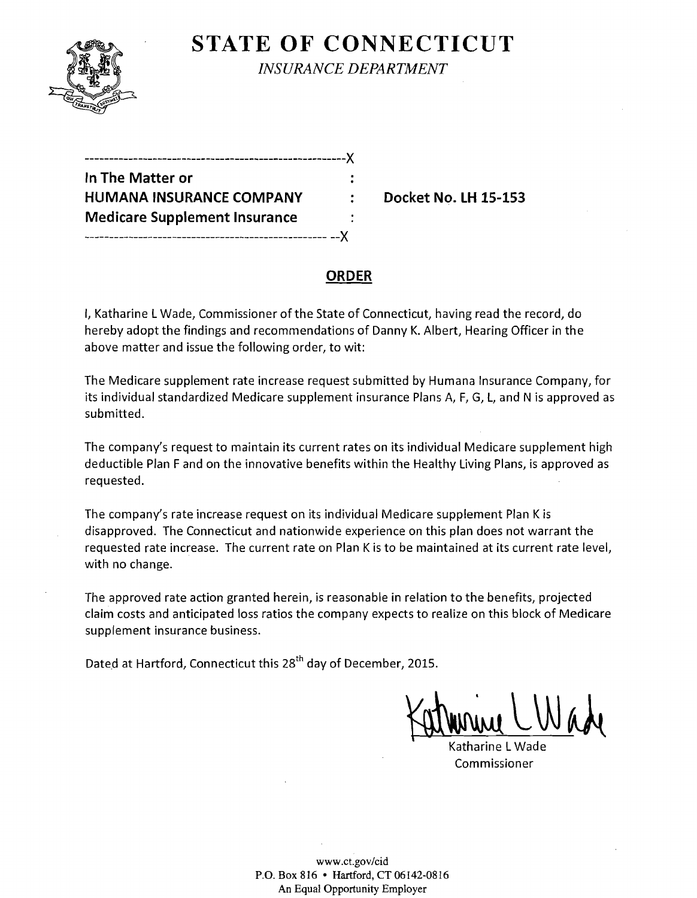# STATE OF CONNECTICUT

*INSURANCE DEPARTMENT*

---X

**In The Matter or** :
**HUMANA INSURANCE COMPANY** : **Docket No. LH 15-153**
**Medicare Supplement Insurance** :

---X

## ORDER

I, Katharine L Wade, Commissioner of the State of Connecticut, having read the record, do hereby adopt the findings and recommendations of Danny K. Albert, Hearing Officer in the above matter and issue the following order, to wit:

The Medicare supplement rate increase request submitted by Humana Insurance Company, for its individual standardized Medicare supplement insurance Plans A, F, G, L, and N is approved as submitted.

The company's request to maintain its current rates on its individual Medicare supplement high deductible Plan F and on the innovative benefits within the Healthy Living Plans, is approved as requested.

The company's rate increase request on its individual Medicare supplement Plan K is disapproved. The Connecticut and nationwide experience on this plan does not warrant the requested rate increase. The current rate on Plan K is to be maintained at its current rate level, with no change.

The approved rate action granted herein, is reasonable in relation to the benefits, projected claim costs and anticipated loss ratios the company expects to realize on this block of Medicare supplement insurance business.

Dated at Hartford, Connecticut this 28th day of December, 2015.

Katharine L Wade
Commissioner

www.ct.gov/cid
P.O. Box 816 • Hartford, CT 06142-0816
An Equal Opportunity Employer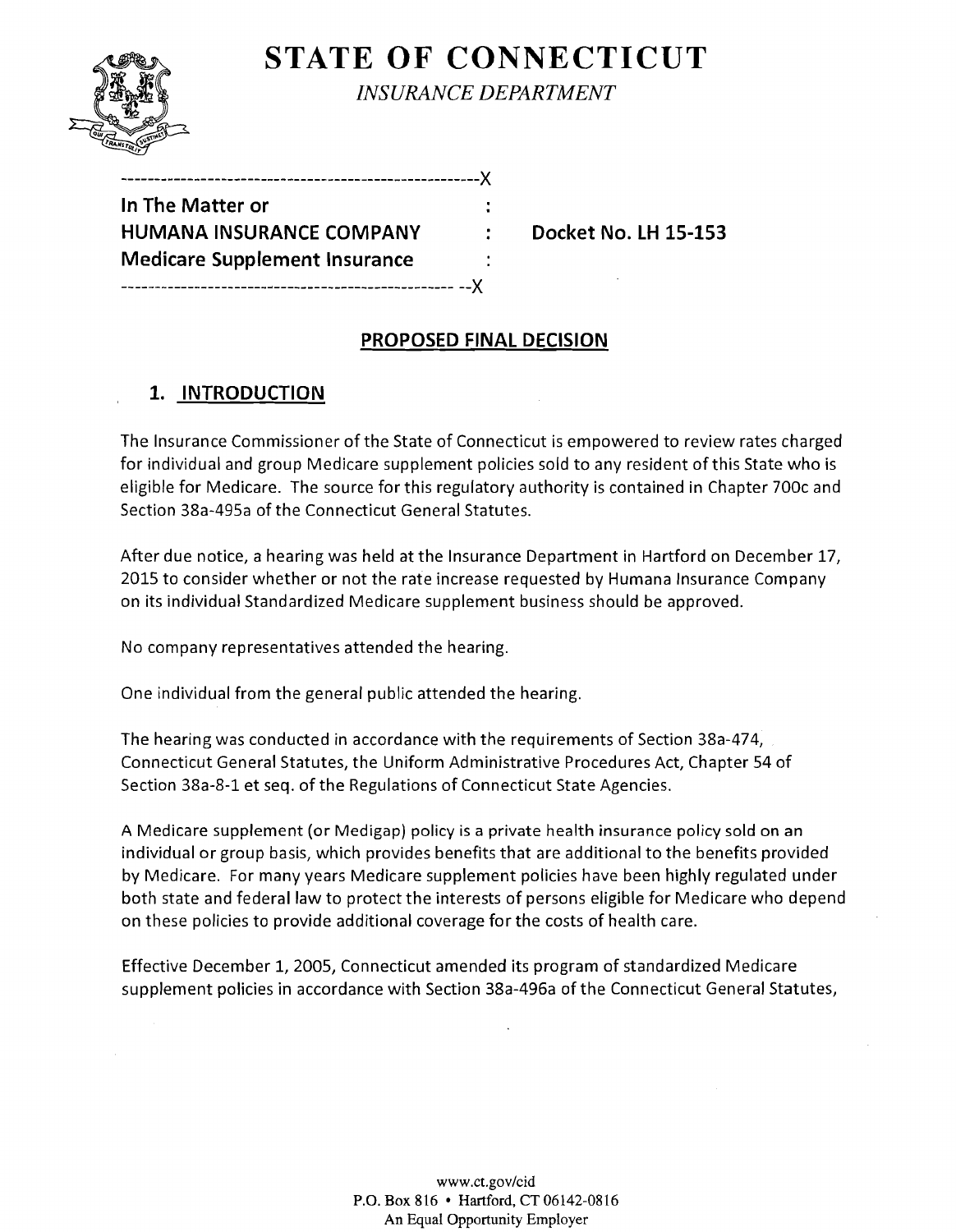# STATE OF CONNECTICUT

*INSURANCE DEPARTMENT*

```
------------------------------------------------------X
In The Matter or                                      :
HUMANA INSURANCE COMPANY                              :     Docket No. LH 15-153
Medicare Supplement Insurance                         :
---------------------------------------------------- --X
```

## PROPOSED FINAL DECISION

### 1. INTRODUCTION

The Insurance Commissioner of the State of Connecticut is empowered to review rates charged for individual and group Medicare supplement policies sold to any resident of this State who is eligible for Medicare. The source for this regulatory authority is contained in Chapter 700c and Section 38a-495a of the Connecticut General Statutes.

After due notice, a hearing was held at the Insurance Department in Hartford on December 17, 2015 to consider whether or not the rate increase requested by Humana Insurance Company on its individual Standardized Medicare supplement business should be approved.

No company representatives attended the hearing.

One individual from the general public attended the hearing.

The hearing was conducted in accordance with the requirements of Section 38a-474, Connecticut General Statutes, the Uniform Administrative Procedures Act, Chapter 54 of Section 38a-8-1 et seq. of the Regulations of Connecticut State Agencies.

A Medicare supplement (or Medigap) policy is a private health insurance policy sold on an individual or group basis, which provides benefits that are additional to the benefits provided by Medicare. For many years Medicare supplement policies have been highly regulated under both state and federal law to protect the interests of persons eligible for Medicare who depend on these policies to provide additional coverage for the costs of health care.

Effective December 1, 2005, Connecticut amended its program of standardized Medicare supplement policies in accordance with Section 38a-496a of the Connecticut General Statutes,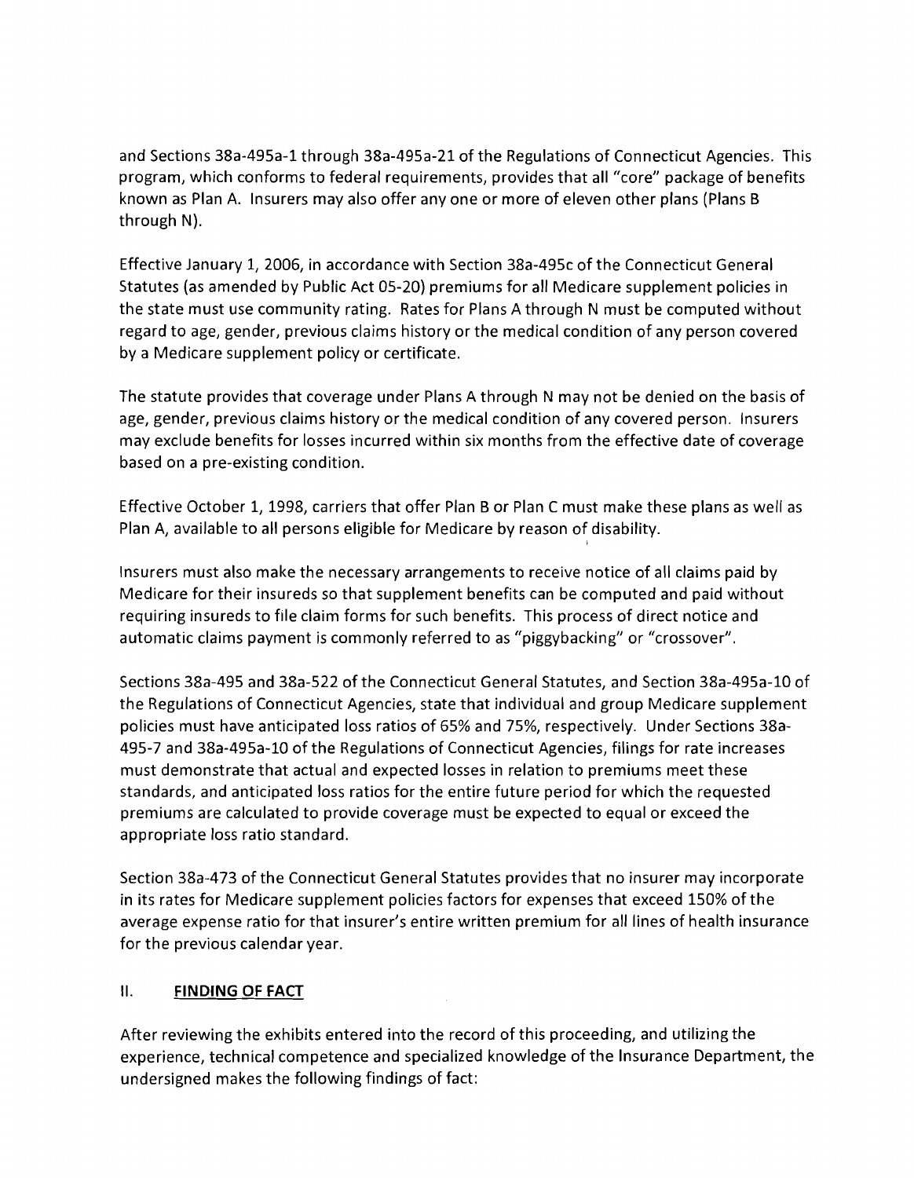and Sections 38a-495a-1 through 38a-495a-21 of the Regulations of Connecticut Agencies. This program, which conforms to federal requirements, provides that all "core" package of benefits known as Plan A. Insurers may also offer any one or more of eleven other plans (Plans B through N).

Effective January 1, 2006, in accordance with Section 38a-495c of the Connecticut General Statutes (as amended by Public Act 05-20) premiums for all Medicare supplement policies in the state must use community rating. Rates for Plans A through N must be computed without regard to age, gender, previous claims history or the medical condition of any person covered by a Medicare supplement policy or certificate.

The statute provides that coverage under Plans A through N may not be denied on the basis of age, gender, previous claims history or the medical condition of any covered person. Insurers may exclude benefits for losses incurred within six months from the effective date of coverage based on a pre-existing condition.

Effective October 1, 1998, carriers that offer Plan B or Plan C must make these plans as well as Plan A, available to all persons eligible for Medicare by reason of disability.

Insurers must also make the necessary arrangements to receive notice of all claims paid by Medicare for their insureds so that supplement benefits can be computed and paid without requiring insureds to file claim forms for such benefits. This process of direct notice and automatic claims payment is commonly referred to as "piggybacking" or "crossover".

Sections 38a-495 and 38a-522 of the Connecticut General Statutes, and Section 38a-495a-10 of the Regulations of Connecticut Agencies, state that individual and group Medicare supplement policies must have anticipated loss ratios of 65% and 75%, respectively. Under Sections 38a-495-7 and 38a-495a-10 of the Regulations of Connecticut Agencies, filings for rate increases must demonstrate that actual and expected losses in relation to premiums meet these standards, and anticipated loss ratios for the entire future period for which the requested premiums are calculated to provide coverage must be expected to equal or exceed the appropriate loss ratio standard.

Section 38a-473 of the Connecticut General Statutes provides that no insurer may incorporate in its rates for Medicare supplement policies factors for expenses that exceed 150% of the average expense ratio for that insurer's entire written premium for all lines of health insurance for the previous calendar year.

## II. FINDING OF FACT

After reviewing the exhibits entered into the record of this proceeding, and utilizing the experience, technical competence and specialized knowledge of the Insurance Department, the undersigned makes the following findings of fact: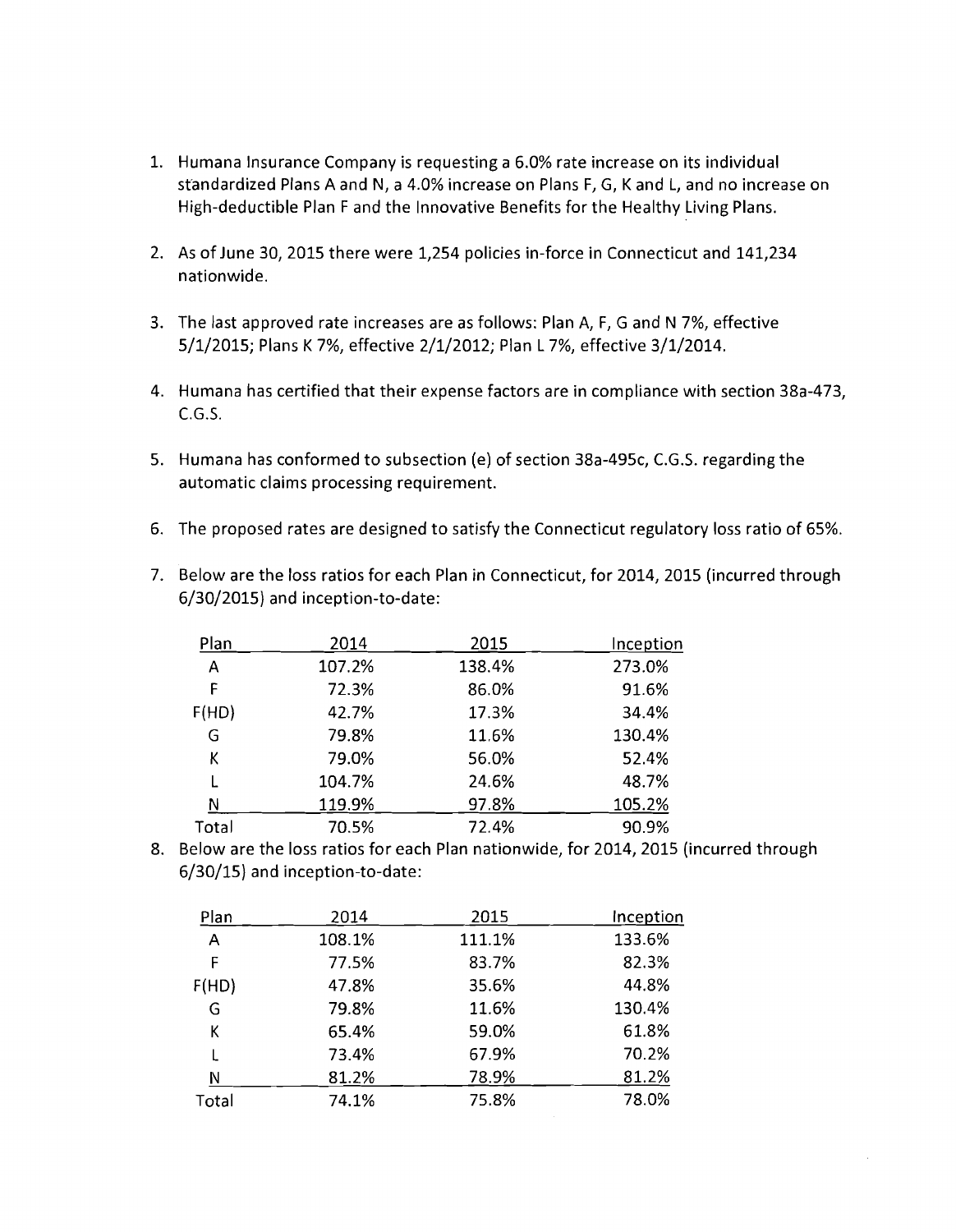1. Humana Insurance Company is requesting a 6.0% rate increase on its individual standardized Plans A and N, a 4.0% increase on Plans F, G, K and L, and no increase on High-deductible Plan F and the Innovative Benefits for the Healthy Living Plans.

2. As of June 30, 2015 there were 1,254 policies in-force in Connecticut and 141,234 nationwide.

3. The last approved rate increases are as follows: Plan A, F, G and N 7%, effective 5/1/2015; Plans K 7%, effective 2/1/2012; Plan L 7%, effective 3/1/2014.

4. Humana has certified that their expense factors are in compliance with section 38a-473, C.G.S.

5. Humana has conformed to subsection (e) of section 38a-495c, C.G.S. regarding the automatic claims processing requirement.

6. The proposed rates are designed to satisfy the Connecticut regulatory loss ratio of 65%.

7. Below are the loss ratios for each Plan in Connecticut, for 2014, 2015 (incurred through 6/30/2015) and inception-to-date:

| Plan | 2014 | 2015 | Inception |
|---|---|---|---|
| A | 107.2% | 138.4% | 273.0% |
| F | 72.3% | 86.0% | 91.6% |
| F(HD) | 42.7% | 17.3% | 34.4% |
| G | 79.8% | 11.6% | 130.4% |
| K | 79.0% | 56.0% | 52.4% |
| L | 104.7% | 24.6% | 48.7% |
| N | 119.9% | 97.8% | 105.2% |
| Total | 70.5% | 72.4% | 90.9% |

8. Below are the loss ratios for each Plan nationwide, for 2014, 2015 (incurred through 6/30/15) and inception-to-date:

| Plan | 2014 | 2015 | Inception |
|---|---|---|---|
| A | 108.1% | 111.1% | 133.6% |
| F | 77.5% | 83.7% | 82.3% |
| F(HD) | 47.8% | 35.6% | 44.8% |
| G | 79.8% | 11.6% | 130.4% |
| K | 65.4% | 59.0% | 61.8% |
| L | 73.4% | 67.9% | 70.2% |
| N | 81.2% | 78.9% | 81.2% |
| Total | 74.1% | 75.8% | 78.0% |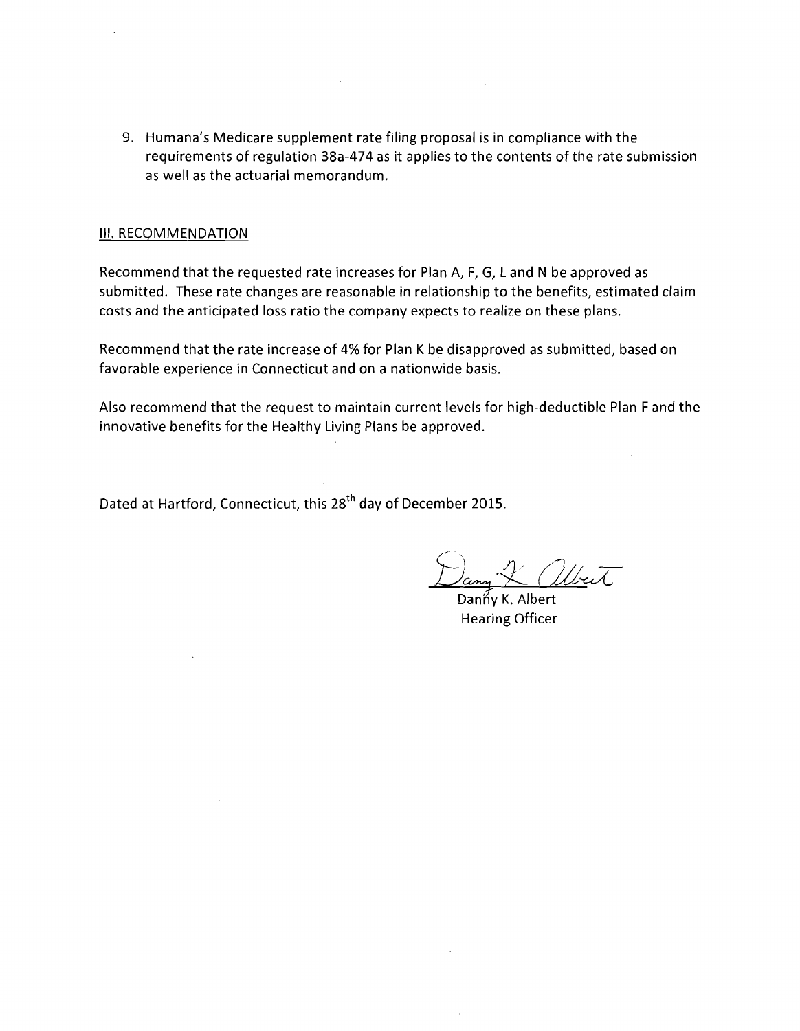9. Humana's Medicare supplement rate filing proposal is in compliance with the requirements of regulation 38a-474 as it applies to the contents of the rate submission as well as the actuarial memorandum.

## III. RECOMMENDATION

Recommend that the requested rate increases for Plan A, F, G, L and N be approved as submitted. These rate changes are reasonable in relationship to the benefits, estimated claim costs and the anticipated loss ratio the company expects to realize on these plans.

Recommend that the rate increase of 4% for Plan K be disapproved as submitted, based on favorable experience in Connecticut and on a nationwide basis.

Also recommend that the request to maintain current levels for high-deductible Plan F and the innovative benefits for the Healthy Living Plans be approved.

Dated at Hartford, Connecticut, this 28th day of December 2015.

Danny K. Albert
Hearing Officer